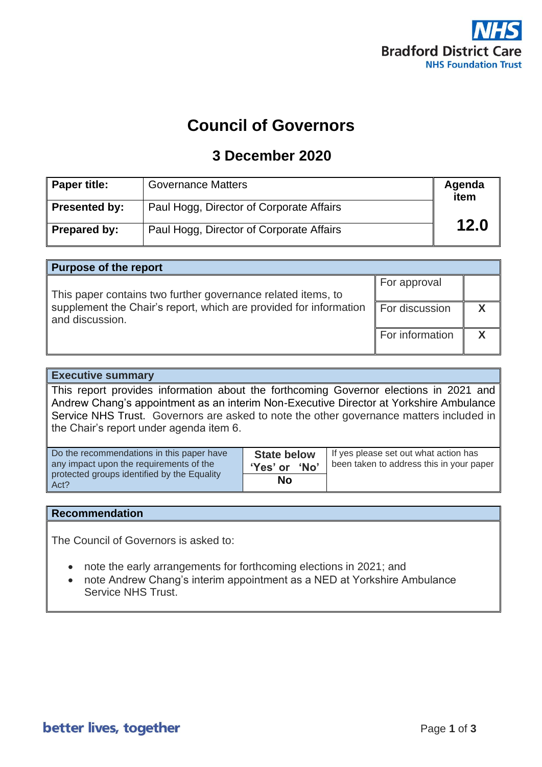Bradford District Care NHS Foundation Trust

# Council of Governors

## 3 December 2020

| Paper title: | Governance Matters | Agenda item |
|---|---|---|
| Presented by: | Paul Hogg, Director of Corporate Affairs | 12.0 |
| Prepared by: | Paul Hogg, Director of Corporate Affairs | |

| Purpose of the report | | |
|---|---|---|
| This paper contains two further governance related items, to supplement the Chair's report, which are provided for information and discussion. | For approval | |
| | For discussion | X |
| | For information | X |

| Executive summary | | |
|---|---|---|
| This report provides information about the forthcoming Governor elections in 2021 and Andrew Chang's appointment as an interim Non-Executive Director at Yorkshire Ambulance Service NHS Trust. Governors are asked to note the other governance matters included in the Chair's report under agenda item 6. | | |
| Do the recommendations in this paper have any impact upon the requirements of the protected groups identified by the Equality Act? | **State below 'Yes' or 'No'** | If yes please set out what action has been taken to address this in your paper |
| | **No** | |

**Recommendation**

The Council of Governors is asked to:

- note the early arrangements for forthcoming elections in 2021; and
- note Andrew Chang's interim appointment as a NED at Yorkshire Ambulance Service NHS Trust.

better lives, together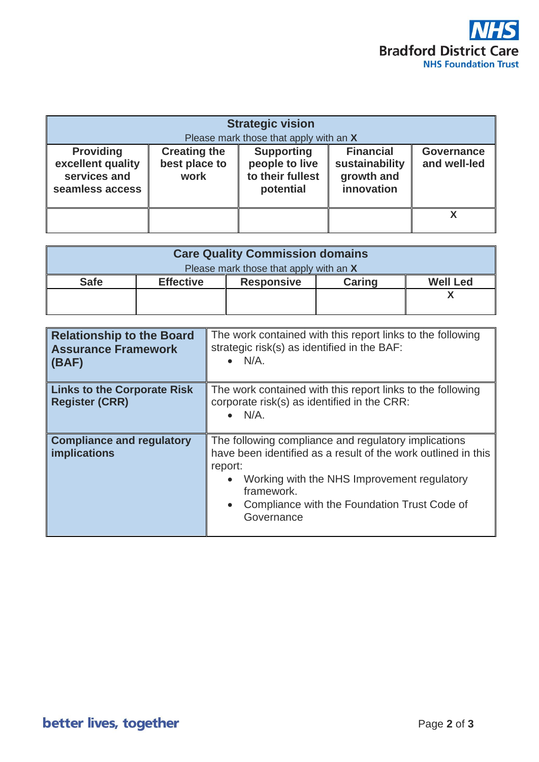| Strategic vision<br>Please mark those that apply with an **X** | | | | |
|---|---|---|---|---|
| **Providing excellent quality services and seamless access** | **Creating the best place to work** | **Supporting people to live to their fullest potential** | **Financial sustainability growth and innovation** | **Governance and well-led** |
| | | | | **X** |

| Care Quality Commission domains<br>Please mark those that apply with an **X** | | | | |
|---|---|---|---|---|
| **Safe** | **Effective** | **Responsive** | **Caring** | **Well Led** |
| | | | | **X** |

| | |
|---|---|
| **Relationship to the Board Assurance Framework (BAF)** | The work contained with this report links to the following strategic risk(s) as identified in the BAF:<br>• N/A. |
| **Links to the Corporate Risk Register (CRR)** | The work contained with this report links to the following corporate risk(s) as identified in the CRR:<br>• N/A. |
| **Compliance and regulatory implications** | The following compliance and regulatory implications have been identified as a result of the work outlined in this report:<br>• Working with the NHS Improvement regulatory framework.<br>• Compliance with the Foundation Trust Code of Governance |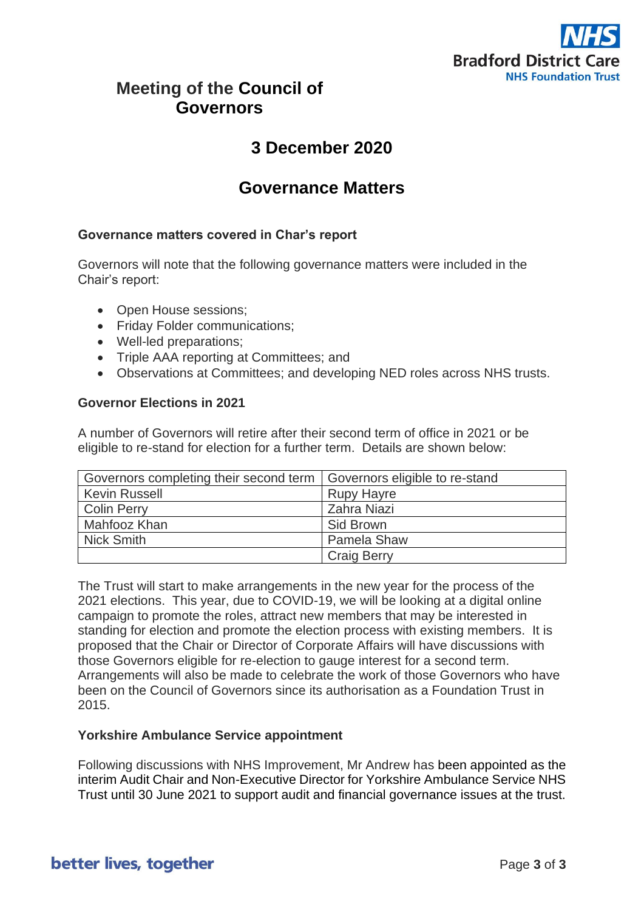# Meeting of the Council of Governors

## 3 December 2020

## Governance Matters

### Governance matters covered in Char's report

Governors will note that the following governance matters were included in the Chair's report:

- Open House sessions;
- Friday Folder communications;
- Well-led preparations;
- Triple AAA reporting at Committees; and
- Observations at Committees; and developing NED roles across NHS trusts.

### Governor Elections in 2021

A number of Governors will retire after their second term of office in 2021 or be eligible to re-stand for election for a further term. Details are shown below:

| Governors completing their second term | Governors eligible to re-stand |
|---|---|
| Kevin Russell | Rupy Hayre |
| Colin Perry | Zahra Niazi |
| Mahfooz Khan | Sid Brown |
| Nick Smith | Pamela Shaw |
| | Craig Berry |

The Trust will start to make arrangements in the new year for the process of the 2021 elections. This year, due to COVID-19, we will be looking at a digital online campaign to promote the roles, attract new members that may be interested in standing for election and promote the election process with existing members. It is proposed that the Chair or Director of Corporate Affairs will have discussions with those Governors eligible for re-election to gauge interest for a second term. Arrangements will also be made to celebrate the work of those Governors who have been on the Council of Governors since its authorisation as a Foundation Trust in 2015.

### Yorkshire Ambulance Service appointment

Following discussions with NHS Improvement, Mr Andrew has been appointed as the interim Audit Chair and Non-Executive Director for Yorkshire Ambulance Service NHS Trust until 30 June 2021 to support audit and financial governance issues at the trust.